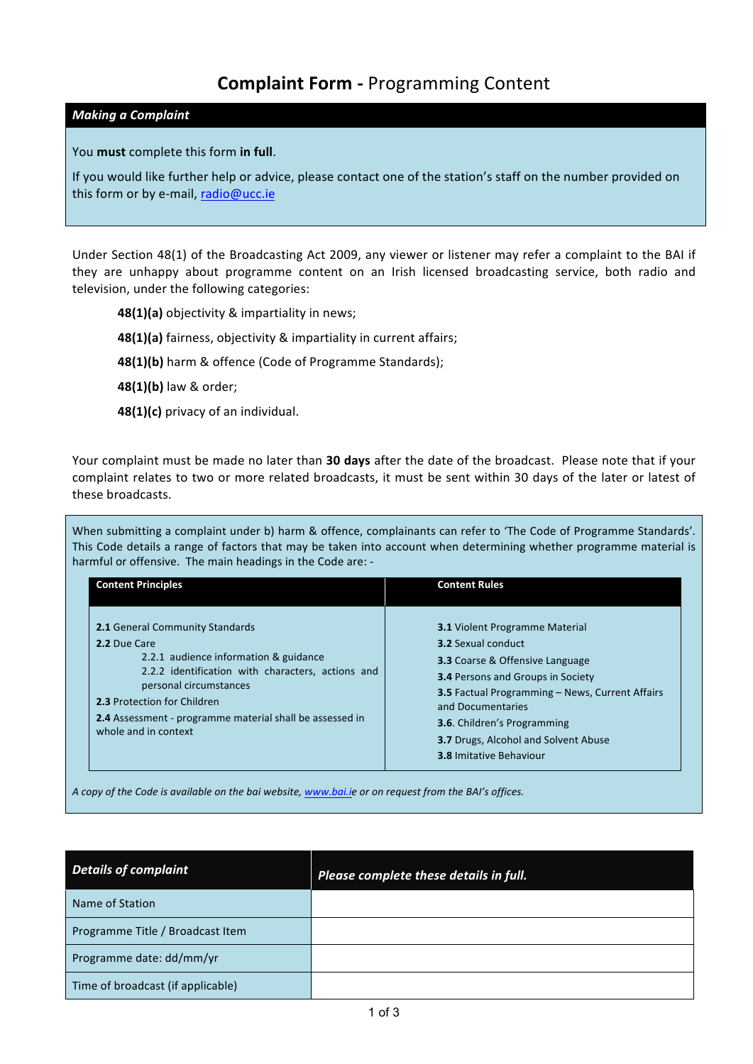# **Complaint Form -** Programming Content

***Making a Complaint***

You **must** complete this form **in full**.

If you would like further help or advice, please contact one of the station's staff on the number provided on this form or by e-mail, radio@ucc.ie

Under Section 48(1) of the Broadcasting Act 2009, any viewer or listener may refer a complaint to the BAI if they are unhappy about programme content on an Irish licensed broadcasting service, both radio and television, under the following categories:

- **48(1)(a)** objectivity & impartiality in news;
- **48(1)(a)** fairness, objectivity & impartiality in current affairs;
- **48(1)(b)** harm & offence (Code of Programme Standards);
- **48(1)(b)** law & order;
- **48(1)(c)** privacy of an individual.

Your complaint must be made no later than **30 days** after the date of the broadcast. Please note that if your complaint relates to two or more related broadcasts, it must be sent within 30 days of the later or latest of these broadcasts.

When submitting a complaint under b) harm & offence, complainants can refer to 'The Code of Programme Standards'. This Code details a range of factors that may be taken into account when determining whether programme material is harmful or offensive. The main headings in the Code are: -

| Content Principles | Content Rules |
|---|---|
| **2.1** General Community Standards<br>**2.2** Due Care<br>2.2.1 audience information & guidance<br>2.2.2 identification with characters, actions and personal circumstances<br>**2.3** Protection for Children<br>**2.4** Assessment - programme material shall be assessed in whole and in context | **3.1** Violent Programme Material<br>**3.2** Sexual conduct<br>**3.3** Coarse & Offensive Language<br>**3.4** Persons and Groups in Society<br>**3.5** Factual Programming – News, Current Affairs and Documentaries<br>**3.6**. Children's Programming<br>**3.7** Drugs, Alcohol and Solvent Abuse<br>**3.8** Imitative Behaviour |

*A copy of the Code is available on the bai website, www.bai.ie or on request from the BAI's offices.*

| ***Details of complaint*** | ***Please complete these details in full.*** |
|---|---|
| Name of Station | |
| Programme Title / Broadcast Item | |
| Programme date: dd/mm/yr | |
| Time of broadcast (if applicable) | |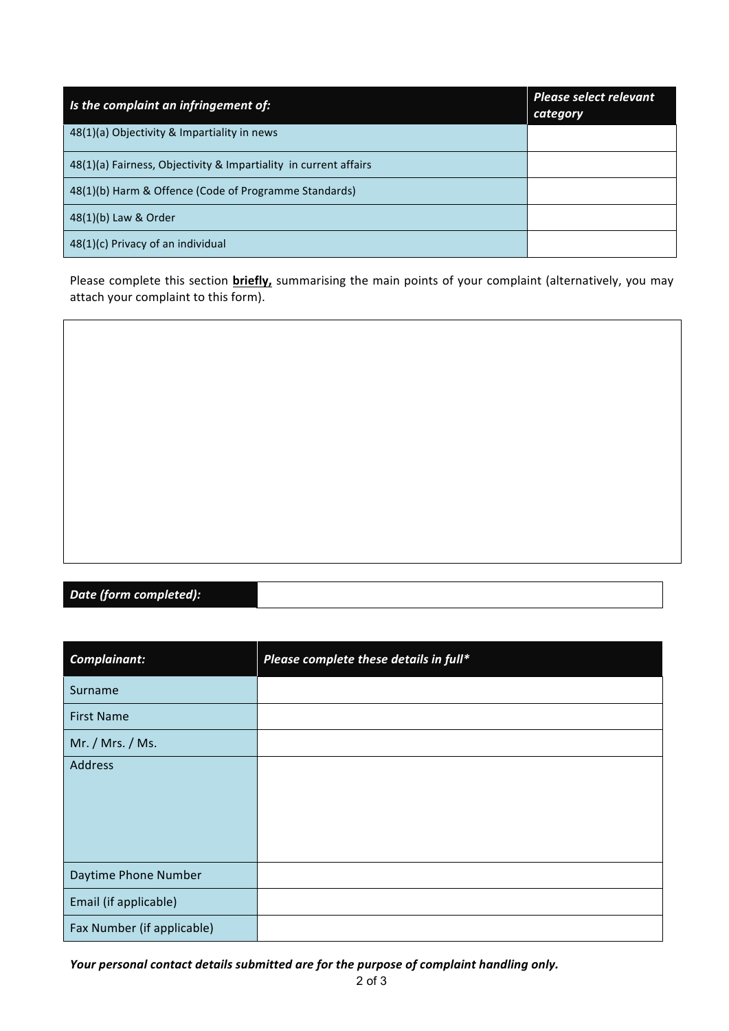| *Is the complaint an infringement of:* | *Please select relevant category* |
|---|---|
| 48(1)(a) Objectivity & Impartiality in news | |
| 48(1)(a) Fairness, Objectivity & Impartiality in current affairs | |
| 48(1)(b) Harm & Offence (Code of Programme Standards) | |
| 48(1)(b) Law & Order | |
| 48(1)(c) Privacy of an individual | |

Please complete this section **briefly,** summarising the main points of your complaint (alternatively, you may attach your complaint to this form).

| |
|---|
| |

| *Date (form completed):* | |
|---|---|

| *Complainant:* | *Please complete these details in full** |
|---|---|
| Surname | |
| First Name | |
| Mr. / Mrs. / Ms. | |
| Address | |
| Daytime Phone Number | |
| Email (if applicable) | |
| Fax Number (if applicable) | |

***Your personal contact details submitted are for the purpose of complaint handling only.***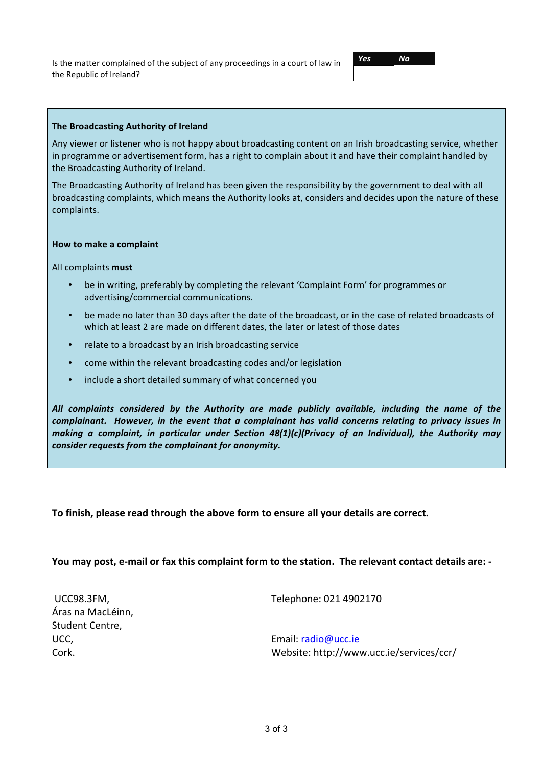Is the matter complained of the subject of any proceedings in a court of law in the Republic of Ireland?

| *Yes* | *No* |
| --- | --- |
| | |

**The Broadcasting Authority of Ireland**

Any viewer or listener who is not happy about broadcasting content on an Irish broadcasting service, whether in programme or advertisement form, has a right to complain about it and have their complaint handled by the Broadcasting Authority of Ireland.

The Broadcasting Authority of Ireland has been given the responsibility by the government to deal with all broadcasting complaints, which means the Authority looks at, considers and decides upon the nature of these complaints.

**How to make a complaint**

All complaints **must**

- be in writing, preferably by completing the relevant 'Complaint Form' for programmes or advertising/commercial communications.
- be made no later than 30 days after the date of the broadcast, or in the case of related broadcasts of which at least 2 are made on different dates, the later or latest of those dates
- relate to a broadcast by an Irish broadcasting service
- come within the relevant broadcasting codes and/or legislation
- include a short detailed summary of what concerned you

***All complaints considered by the Authority are made publicly available, including the name of the complainant. However, in the event that a complainant has valid concerns relating to privacy issues in making a complaint, in particular under Section 48(1)(c)(Privacy of an Individual), the Authority may consider requests from the complainant for anonymity.***

**To finish, please read through the above form to ensure all your details are correct.**

**You may post, e-mail or fax this complaint form to the station. The relevant contact details are: -**

UCC98.3FM,
Áras na MacLéinn,
Student Centre,
UCC,
Cork.

Telephone: 021 4902170

Email: radio@ucc.ie
Website: http://www.ucc.ie/services/ccr/